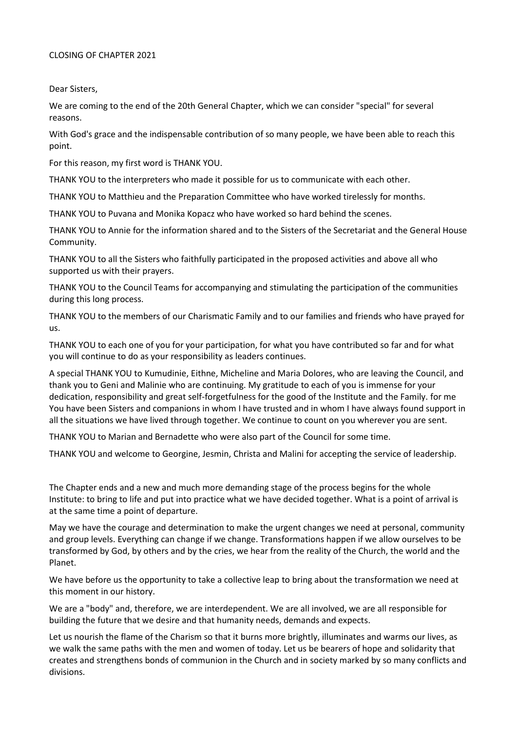CLOSING OF CHAPTER 2021

Dear Sisters,

We are coming to the end of the 20th General Chapter, which we can consider "special" for several reasons.

With God's grace and the indispensable contribution of so many people, we have been able to reach this point.

For this reason, my first word is THANK YOU.

THANK YOU to the interpreters who made it possible for us to communicate with each other.

THANK YOU to Matthieu and the Preparation Committee who have worked tirelessly for months.

THANK YOU to Puvana and Monika Kopacz who have worked so hard behind the scenes.

THANK YOU to Annie for the information shared and to the Sisters of the Secretariat and the General House Community.

THANK YOU to all the Sisters who faithfully participated in the proposed activities and above all who supported us with their prayers.

THANK YOU to the Council Teams for accompanying and stimulating the participation of the communities during this long process.

THANK YOU to the members of our Charismatic Family and to our families and friends who have prayed for us.

THANK YOU to each one of you for your participation, for what you have contributed so far and for what you will continue to do as your responsibility as leaders continues.

A special THANK YOU to Kumudinie, Eithne, Micheline and Maria Dolores, who are leaving the Council, and thank you to Geni and Malinie who are continuing. My gratitude to each of you is immense for your dedication, responsibility and great self-forgetfulness for the good of the Institute and the Family. for me You have been Sisters and companions in whom I have trusted and in whom I have always found support in all the situations we have lived through together. We continue to count on you wherever you are sent.

THANK YOU to Marian and Bernadette who were also part of the Council for some time.

THANK YOU and welcome to Georgine, Jesmin, Christa and Malini for accepting the service of leadership.

The Chapter ends and a new and much more demanding stage of the process begins for the whole Institute: to bring to life and put into practice what we have decided together. What is a point of arrival is at the same time a point of departure.

May we have the courage and determination to make the urgent changes we need at personal, community and group levels. Everything can change if we change. Transformations happen if we allow ourselves to be transformed by God, by others and by the cries, we hear from the reality of the Church, the world and the Planet.

We have before us the opportunity to take a collective leap to bring about the transformation we need at this moment in our history.

We are a "body" and, therefore, we are interdependent. We are all involved, we are all responsible for building the future that we desire and that humanity needs, demands and expects.

Let us nourish the flame of the Charism so that it burns more brightly, illuminates and warms our lives, as we walk the same paths with the men and women of today. Let us be bearers of hope and solidarity that creates and strengthens bonds of communion in the Church and in society marked by so many conflicts and divisions.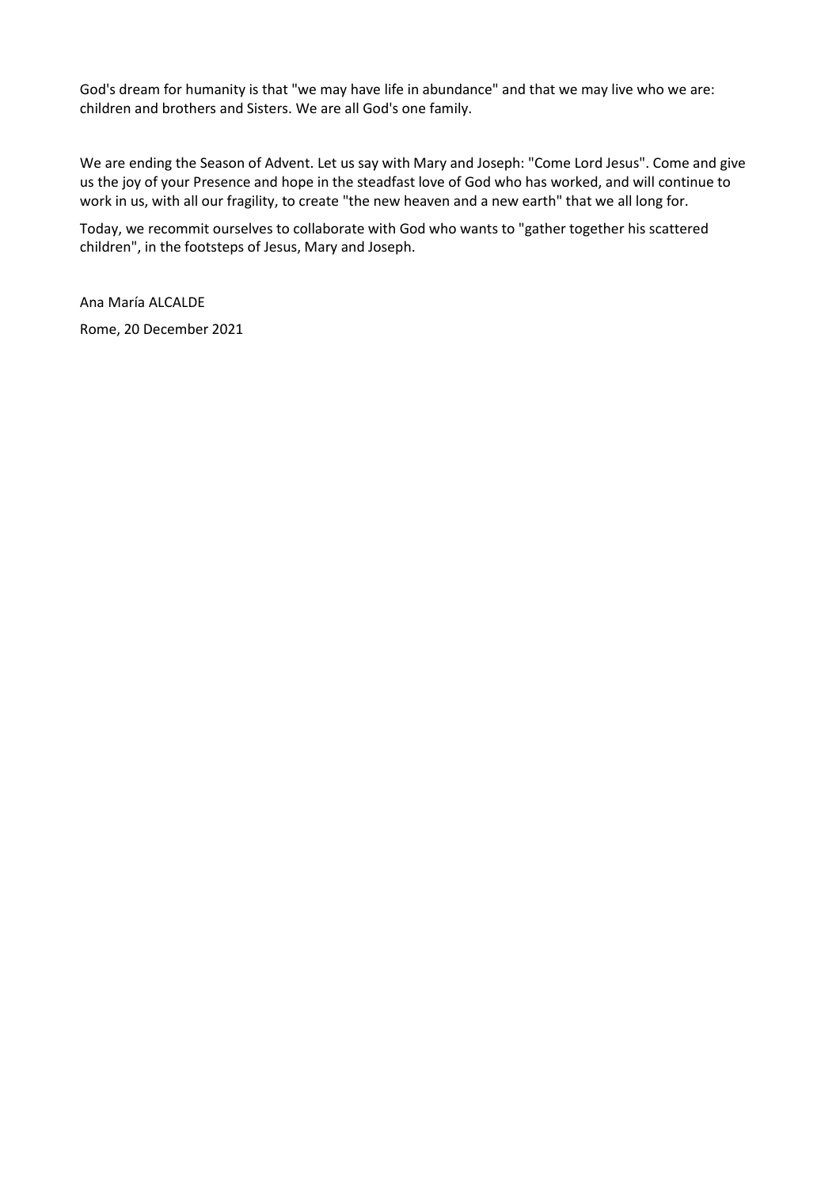God's dream for humanity is that "we may have life in abundance" and that we may live who we are: children and brothers and Sisters. We are all God's one family.

We are ending the Season of Advent. Let us say with Mary and Joseph: "Come Lord Jesus". Come and give us the joy of your Presence and hope in the steadfast love of God who has worked, and will continue to work in us, with all our fragility, to create "the new heaven and a new earth" that we all long for.

Today, we recommit ourselves to collaborate with God who wants to "gather together his scattered children", in the footsteps of Jesus, Mary and Joseph.

Ana María ALCALDE

Rome, 20 December 2021